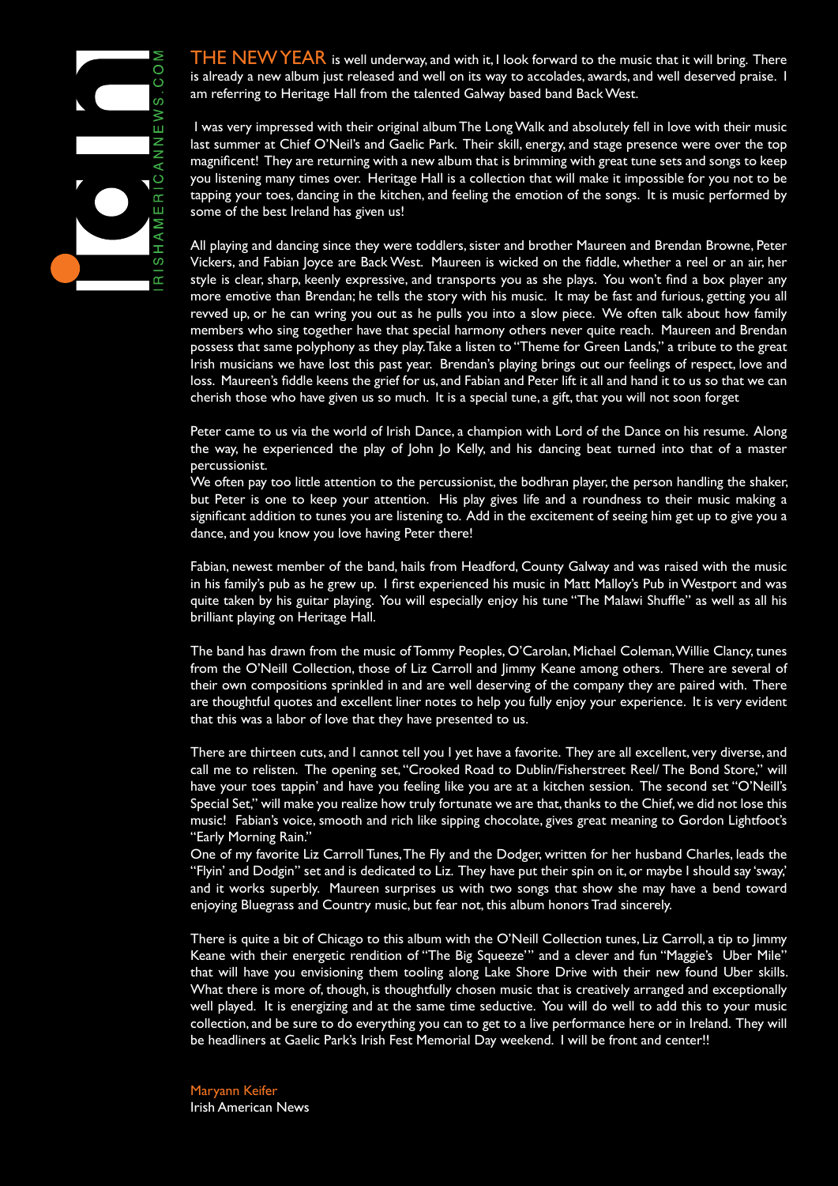THE NEW YEAR is well underway, and with it, I look forward to the music that it will bring. There is already a new album just released and well on its way to accolades, awards, and well deserved praise. I am referring to Heritage Hall from the talented Galway based band Back West.

I was very impressed with their original album The Long Walk and absolutely fell in love with their music last summer at Chief O'Neil's and Gaelic Park. Their skill, energy, and stage presence were over the top magnificent! They are returning with a new album that is brimming with great tune sets and songs to keep you listening many times over. Heritage Hall is a collection that will make it impossible for you not to be tapping your toes, dancing in the kitchen, and feeling the emotion of the songs. It is music performed by some of the best Ireland has given us!

All playing and dancing since they were toddlers, sister and brother Maureen and Brendan Browne, Peter Vickers, and Fabian Joyce are Back West. Maureen is wicked on the fiddle, whether a reel or an air, her style is clear, sharp, keenly expressive, and transports you as she plays. You won't find a box player any more emotive than Brendan; he tells the story with his music. It may be fast and furious, getting you all revved up, or he can wring you out as he pulls you into a slow piece. We often talk about how family members who sing together have that special harmony others never quite reach. Maureen and Brendan possess that same polyphony as they play. Take a listen to "Theme for Green Lands," a tribute to the great Irish musicians we have lost this past year. Brendan's playing brings out our feelings of respect, love and loss. Maureen's fiddle keens the grief for us, and Fabian and Peter lift it all and hand it to us so that we can cherish those who have given us so much. It is a special tune, a gift, that you will not soon forget

Peter came to us via the world of Irish Dance, a champion with Lord of the Dance on his resume. Along the way, he experienced the play of John Jo Kelly, and his dancing beat turned into that of a master percussionist.
We often pay too little attention to the percussionist, the bodhran player, the person handling the shaker, but Peter is one to keep your attention. His play gives life and a roundness to their music making a significant addition to tunes you are listening to. Add in the excitement of seeing him get up to give you a dance, and you know you love having Peter there!

Fabian, newest member of the band, hails from Headford, County Galway and was raised with the music in his family's pub as he grew up. I first experienced his music in Matt Malloy's Pub in Westport and was quite taken by his guitar playing. You will especially enjoy his tune "The Malawi Shuffle" as well as all his brilliant playing on Heritage Hall.

The band has drawn from the music of Tommy Peoples, O'Carolan, Michael Coleman, Willie Clancy, tunes from the O'Neill Collection, those of Liz Carroll and Jimmy Keane among others. There are several of their own compositions sprinkled in and are well deserving of the company they are paired with. There are thoughtful quotes and excellent liner notes to help you fully enjoy your experience. It is very evident that this was a labor of love that they have presented to us.

There are thirteen cuts, and I cannot tell you I yet have a favorite. They are all excellent, very diverse, and call me to relisten. The opening set, "Crooked Road to Dublin/Fisherstreet Reel/ The Bond Store," will have your toes tappin' and have you feeling like you are at a kitchen session. The second set "O'Neill's Special Set," will make you realize how truly fortunate we are that, thanks to the Chief, we did not lose this music! Fabian's voice, smooth and rich like sipping chocolate, gives great meaning to Gordon Lightfoot's "Early Morning Rain."
One of my favorite Liz Carroll Tunes, The Fly and the Dodger, written for her husband Charles, leads the "Flyin' and Dodgin" set and is dedicated to Liz. They have put their spin on it, or maybe I should say 'sway,' and it works superbly. Maureen surprises us with two songs that show she may have a bend toward enjoying Bluegrass and Country music, but fear not, this album honors Trad sincerely.

There is quite a bit of Chicago to this album with the O'Neill Collection tunes, Liz Carroll, a tip to Jimmy Keane with their energetic rendition of "The Big Squeeze'" and a clever and fun "Maggie's Uber Mile" that will have you envisioning them tooling along Lake Shore Drive with their new found Uber skills. What there is more of, though, is thoughtfully chosen music that is creatively arranged and exceptionally well played. It is energizing and at the same time seductive. You will do well to add this to your music collection, and be sure to do everything you can to get to a live performance here or in Ireland. They will be headliners at Gaelic Park's Irish Fest Memorial Day weekend. I will be front and center!!

Maryann Keifer
Irish American News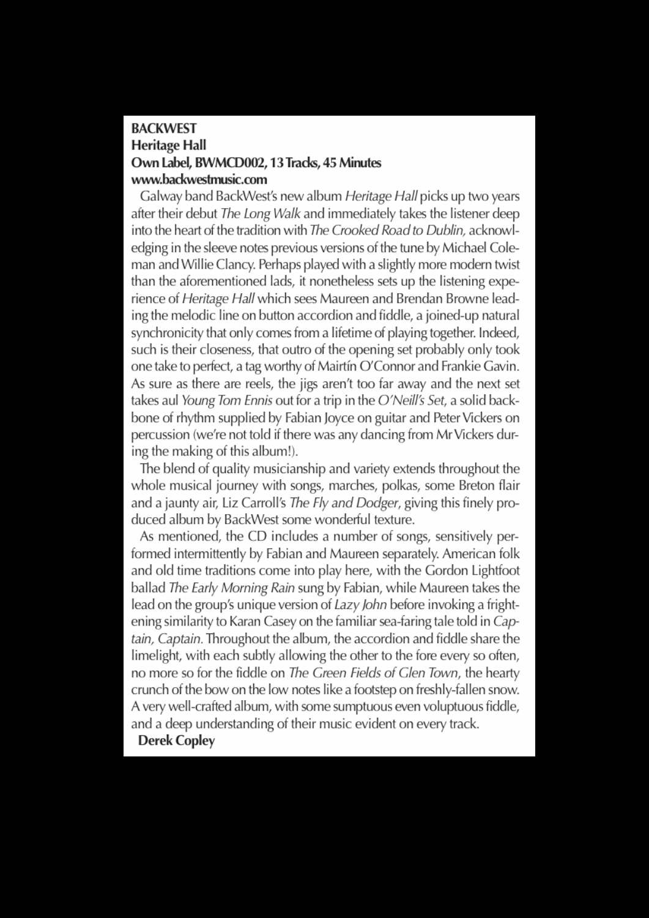**BACKWEST**
**Heritage Hall**
**Own Label, BWMCD002, 13 Tracks, 45 Minutes**
**www.backwestmusic.com**

Galway band BackWest's new album *Heritage Hall* picks up two years after their debut *The Long Walk* and immediately takes the listener deep into the heart of the tradition with *The Crooked Road to Dublin,* acknowledging in the sleeve notes previous versions of the tune by Michael Coleman and Willie Clancy. Perhaps played with a slightly more modern twist than the aforementioned lads, it nonetheless sets up the listening experience of *Heritage Hall* which sees Maureen and Brendan Browne leading the melodic line on button accordion and fiddle, a joined-up natural synchronicity that only comes from a lifetime of playing together. Indeed, such is their closeness, that outro of the opening set probably only took one take to perfect, a tag worthy of Mairtín O'Connor and Frankie Gavin. As sure as there are reels, the jigs aren't too far away and the next set takes aul *Young Tom Ennis* out for a trip in the *O'Neill's Set*, a solid backbone of rhythm supplied by Fabian Joyce on guitar and Peter Vickers on percussion (we're not told if there was any dancing from Mr Vickers during the making of this album!).

The blend of quality musicianship and variety extends throughout the whole musical journey with songs, marches, polkas, some Breton flair and a jaunty air, Liz Carroll's *The Fly and Dodger*, giving this finely produced album by BackWest some wonderful texture.

As mentioned, the CD includes a number of songs, sensitively performed intermittently by Fabian and Maureen separately. American folk and old time traditions come into play here, with the Gordon Lightfoot ballad *The Early Morning Rain* sung by Fabian, while Maureen takes the lead on the group's unique version of *Lazy John* before invoking a frightening similarity to Karan Casey on the familiar sea-faring tale told in *Captain, Captain*. Throughout the album, the accordion and fiddle share the limelight, with each subtly allowing the other to the fore every so often, no more so for the fiddle on *The Green Fields of Glen Town*, the hearty crunch of the bow on the low notes like a footstep on freshly-fallen snow. A very well-crafted album, with some sumptuous even voluptuous fiddle, and a deep understanding of their music evident on every track.

**Derek Copley**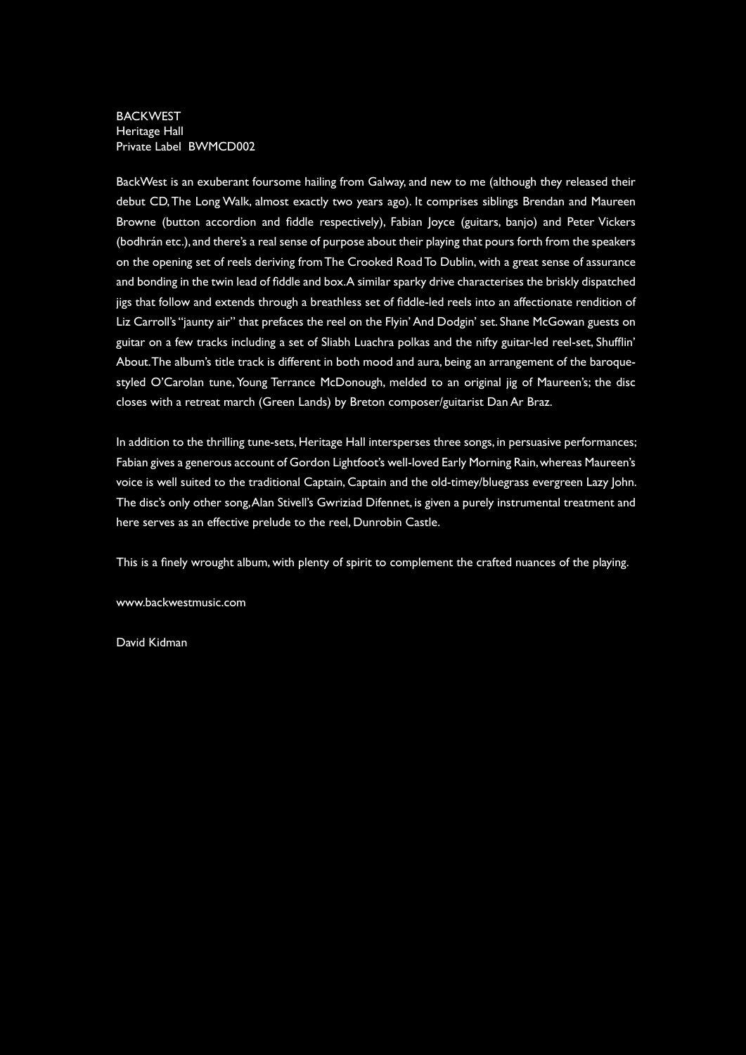BACKWEST
Heritage Hall
Private Label BWMCD002

BackWest is an exuberant foursome hailing from Galway, and new to me (although they released their debut CD, The Long Walk, almost exactly two years ago). It comprises siblings Brendan and Maureen Browne (button accordion and fiddle respectively), Fabian Joyce (guitars, banjo) and Peter Vickers (bodhrán etc.), and there's a real sense of purpose about their playing that pours forth from the speakers on the opening set of reels deriving from The Crooked Road To Dublin, with a great sense of assurance and bonding in the twin lead of fiddle and box. A similar sparky drive characterises the briskly dispatched jigs that follow and extends through a breathless set of fiddle-led reels into an affectionate rendition of Liz Carroll's "jaunty air" that prefaces the reel on the Flyin' And Dodgin' set. Shane McGowan guests on guitar on a few tracks including a set of Sliabh Luachra polkas and the nifty guitar-led reel-set, Shufflin' About. The album's title track is different in both mood and aura, being an arrangement of the baroque-styled O'Carolan tune, Young Terrance McDonough, melded to an original jig of Maureen's; the disc closes with a retreat march (Green Lands) by Breton composer/guitarist Dan Ar Braz.

In addition to the thrilling tune-sets, Heritage Hall intersperses three songs, in persuasive performances; Fabian gives a generous account of Gordon Lightfoot's well-loved Early Morning Rain, whereas Maureen's voice is well suited to the traditional Captain, Captain and the old-timey/bluegrass evergreen Lazy John. The disc's only other song, Alan Stivell's Gwriziad Difennet, is given a purely instrumental treatment and here serves as an effective prelude to the reel, Dunrobin Castle.

This is a finely wrought album, with plenty of spirit to complement the crafted nuances of the playing.

www.backwestmusic.com

David Kidman